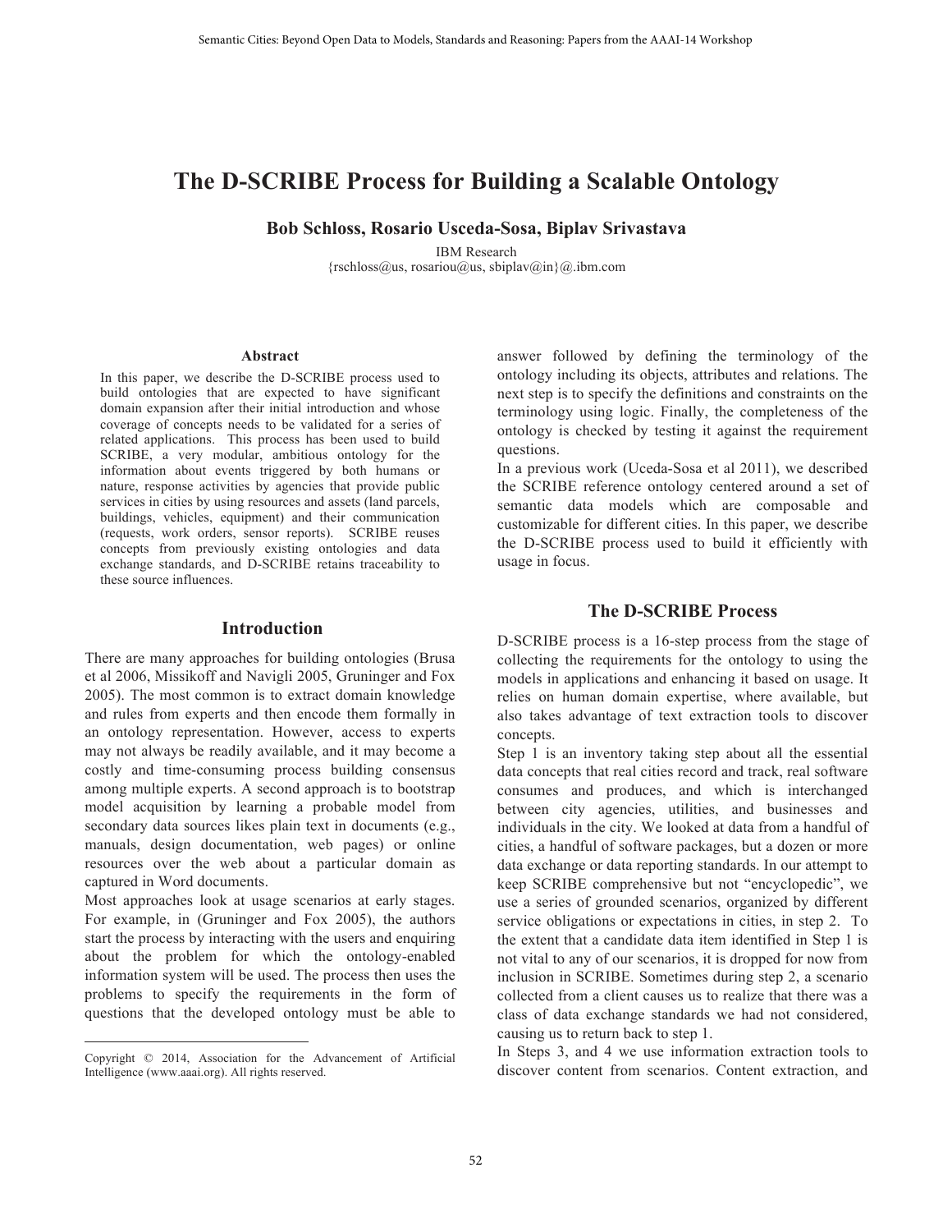# The D-SCRIBE Process for Building a Scalable Ontology

**Bob Schloss, Rosario Usceda-Sosa, Biplav Srivastava**

IBM Research
{rschloss@us, rosariou@us, sbiplav@in}@.ibm.com

### Abstract

In this paper, we describe the D-SCRIBE process used to build ontologies that are expected to have significant domain expansion after their initial introduction and whose coverage of concepts needs to be validated for a series of related applications. This process has been used to build SCRIBE, a very modular, ambitious ontology for the information about events triggered by both humans or nature, response activities by agencies that provide public services in cities by using resources and assets (land parcels, buildings, vehicles, equipment) and their communication (requests, work orders, sensor reports). SCRIBE reuses concepts from previously existing ontologies and data exchange standards, and D-SCRIBE retains traceability to these source influences.

## Introduction

There are many approaches for building ontologies (Brusa et al 2006, Missikoff and Navigli 2005, Gruninger and Fox 2005). The most common is to extract domain knowledge and rules from experts and then encode them formally in an ontology representation. However, access to experts may not always be readily available, and it may become a costly and time-consuming process building consensus among multiple experts. A second approach is to bootstrap model acquisition by learning a probable model from secondary data sources likes plain text in documents (e.g., manuals, design documentation, web pages) or online resources over the web about a particular domain as captured in Word documents.

Most approaches look at usage scenarios at early stages. For example, in (Gruninger and Fox 2005), the authors start the process by interacting with the users and enquiring about the problem for which the ontology-enabled information system will be used. The process then uses the problems to specify the requirements in the form of questions that the developed ontology must be able to answer followed by defining the terminology of the ontology including its objects, attributes and relations. The next step is to specify the definitions and constraints on the terminology using logic. Finally, the completeness of the ontology is checked by testing it against the requirement questions.

In a previous work (Uceda-Sosa et al 2011), we described the SCRIBE reference ontology centered around a set of semantic data models which are composable and customizable for different cities. In this paper, we describe the D-SCRIBE process used to build it efficiently with usage in focus.

## The D-SCRIBE Process

D-SCRIBE process is a 16-step process from the stage of collecting the requirements for the ontology to using the models in applications and enhancing it based on usage. It relies on human domain expertise, where available, but also takes advantage of text extraction tools to discover concepts.

Step 1 is an inventory taking step about all the essential data concepts that real cities record and track, real software consumes and produces, and which is interchanged between city agencies, utilities, and businesses and individuals in the city. We looked at data from a handful of cities, a handful of software packages, but a dozen or more data exchange or data reporting standards. In our attempt to keep SCRIBE comprehensive but not "encyclopedic", we use a series of grounded scenarios, organized by different service obligations or expectations in cities, in step 2. To the extent that a candidate data item identified in Step 1 is not vital to any of our scenarios, it is dropped for now from inclusion in SCRIBE. Sometimes during step 2, a scenario collected from a client causes us to realize that there was a class of data exchange standards we had not considered, causing us to return back to step 1.

In Steps 3, and 4 we use information extraction tools to discover content from scenarios. Content extraction, and

Copyright © 2014, Association for the Advancement of Artificial Intelligence (www.aaai.org). All rights reserved.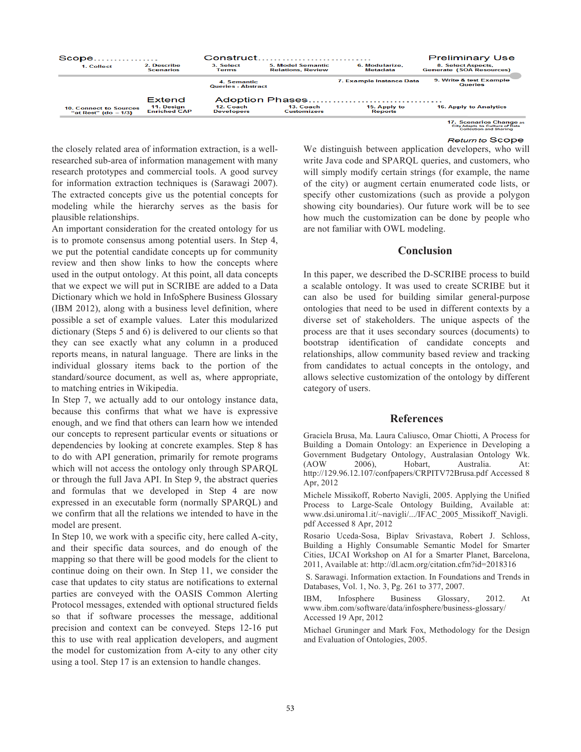Scope................

1. Collect

2. Describe Scenarios

Construct...........................

3. Select Terms

5. Model Semantic Relations, Review

6. Modularize, Metadata

4. Semantic Queries - Abstract

7. Example Instance Data

Preliminary Use

8. Select Aspects, Generate (SOA Resources)

9. Write & test Example Queries

Extend

10. Connect to Sources "at Rest" (do ~ 1/3)

11. Design Enriched CAP

Adoption Phases................................

12. Coach Developers

13. Coach Customizers

15. Apply to Reports

16. Apply to Analytics

17. Scenarios Change as City Adapts to Culture of Data Collection and Sharing

Return to Scope

the closely related area of information extraction, is a well-researched sub-area of information management with many research prototypes and commercial tools. A good survey for information extraction techniques is (Sarawagi 2007). The extracted concepts give us the potential concepts for modeling while the hierarchy serves as the basis for plausible relationships.

An important consideration for the created ontology for us is to promote consensus among potential users. In Step 4, we put the potential candidate concepts up for community review and then show links to how the concepts where used in the output ontology. At this point, all data concepts that we expect we will put in SCRIBE are added to a Data Dictionary which we hold in InfoSphere Business Glossary (IBM 2012), along with a business level definition, where possible a set of example values. Later this modularized dictionary (Steps 5 and 6) is delivered to our clients so that they can see exactly what any column in a produced reports means, in natural language. There are links in the individual glossary items back to the portion of the standard/source document, as well as, where appropriate, to matching entries in Wikipedia.

In Step 7, we actually add to our ontology instance data, because this confirms that what we have is expressive enough, and we find that others can learn how we intended our concepts to represent particular events or situations or dependencies by looking at concrete examples. Step 8 has to do with API generation, primarily for remote programs which will not access the ontology only through SPARQL or through the full Java API. In Step 9, the abstract queries and formulas that we developed in Step 4 are now expressed in an executable form (normally SPARQL) and we confirm that all the relations we intended to have in the model are present.

In Step 10, we work with a specific city, here called A-city, and their specific data sources, and do enough of the mapping so that there will be good models for the client to continue doing on their own. In Step 11, we consider the case that updates to city status are notifications to external parties are conveyed with the OASIS Common Alerting Protocol messages, extended with optional structured fields so that if software processes the message, additional precision and context can be conveyed. Steps 12-16 put this to use with real application developers, and augment the model for customization from A-city to any other city using a tool. Step 17 is an extension to handle changes.

We distinguish between application developers, who will write Java code and SPARQL queries, and customers, who will simply modify certain strings (for example, the name of the city) or augment certain enumerated code lists, or specify other customizations (such as provide a polygon showing city boundaries). Our future work will be to see how much the customization can be done by people who are not familiar with OWL modeling.

## Conclusion

In this paper, we described the D-SCRIBE process to build a scalable ontology. It was used to create SCRIBE but it can also be used for building similar general-purpose ontologies that need to be used in different contexts by a diverse set of stakeholders. The unique aspects of the process are that it uses secondary sources (documents) to bootstrap identification of candidate concepts and relationships, allow community based review and tracking from candidates to actual concepts in the ontology, and allows selective customization of the ontology by different category of users.

## References

Graciela Brusa, Ma. Laura Caliusco, Omar Chiotti, A Process for Building a Domain Ontology: an Experience in Developing a Government Budgetary Ontology, Australasian Ontology Wk. (AOW 2006), Hobart, Australia. At: http://129.96.12.107/confpapers/CRPITV72Brusa.pdf Accessed 8 Apr, 2012

Michele Missikoff, Roberto Navigli, 2005. Applying the Unified Process to Large-Scale Ontology Building, Available at: www.dsi.uniroma1.it/~navigli/.../IFAC_2005_Missikoff_Navigli.pdf Accessed 8 Apr, 2012

Rosario Uceda-Sosa, Biplav Srivastava, Robert J. Schloss, Building a Highly Consumable Semantic Model for Smarter Cities, IJCAI Workshop on AI for a Smarter Planet, Barcelona, 2011, Available at: http://dl.acm.org/citation.cfm?id=2018316

S. Sarawagi. Information extaction. In Foundations and Trends in Databases, Vol. 1, No. 3, Pg. 261 to 377, 2007.

IBM, Infosphere Business Glossary, 2012. At www.ibm.com/software/data/infosphere/business-glossary/ Accessed 19 Apr, 2012

Michael Gruninger and Mark Fox, Methodology for the Design and Evaluation of Ontologies, 2005.